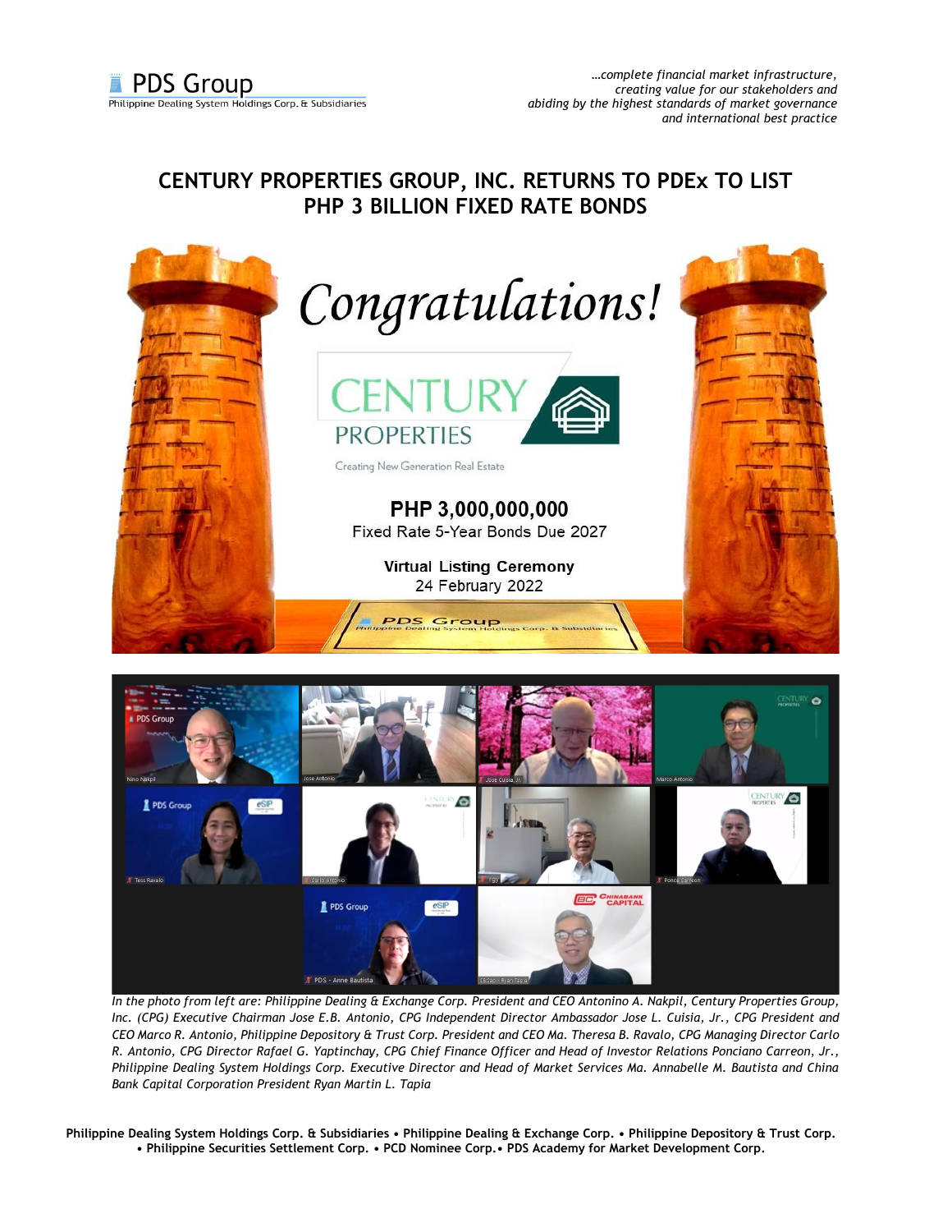PDS Group
Philippine Dealing System Holdings Corp. & Subsidiaries

*…complete financial market infrastructure, creating value for our stakeholders and abiding by the highest standards of market governance and international best practice*

# CENTURY PROPERTIES GROUP, INC. RETURNS TO PDEx TO LIST PHP 3 BILLION FIXED RATE BONDS

*Congratulations!*

CENTURY PROPERTIES

Creating New Generation Real Estate

**PHP 3,000,000,000**

Fixed Rate 5-Year Bonds Due 2027

**Virtual Listing Ceremony**

24 February 2022

*In the photo from left are: Philippine Dealing & Exchange Corp. President and CEO Antonino A. Nakpil, Century Properties Group, Inc. (CPG) Executive Chairman Jose E.B. Antonio, CPG Independent Director Ambassador Jose L. Cuisia, Jr., CPG President and CEO Marco R. Antonio, Philippine Depository & Trust Corp. President and CEO Ma. Theresa B. Ravalo, CPG Managing Director Carlo R. Antonio, CPG Director Rafael G. Yaptinchay, CPG Chief Finance Officer and Head of Investor Relations Ponciano Carreon, Jr., Philippine Dealing System Holdings Corp. Executive Director and Head of Market Services Ma. Annabelle M. Bautista and China Bank Capital Corporation President Ryan Martin L. Tapia*

**Philippine Dealing System Holdings Corp. & Subsidiaries • Philippine Dealing & Exchange Corp. • Philippine Depository & Trust Corp. • Philippine Securities Settlement Corp. • PCD Nominee Corp.• PDS Academy for Market Development Corp.**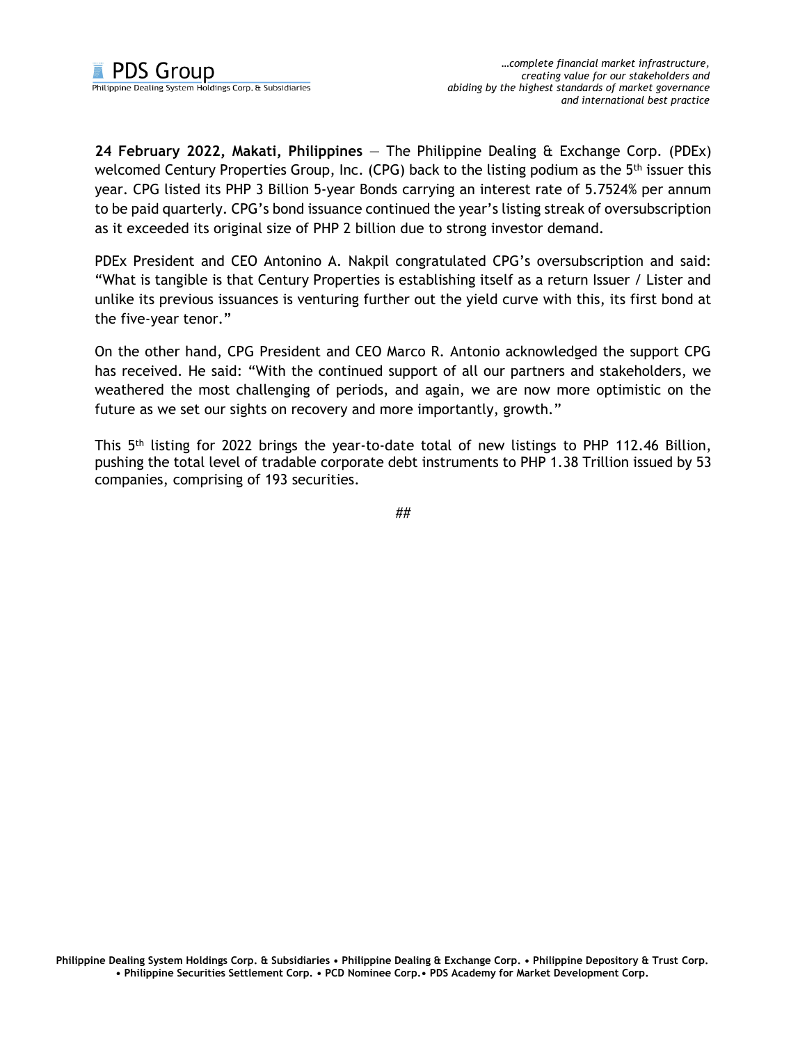**24 February 2022, Makati, Philippines** — The Philippine Dealing & Exchange Corp. (PDEx) welcomed Century Properties Group, Inc. (CPG) back to the listing podium as the 5th issuer this year. CPG listed its PHP 3 Billion 5-year Bonds carrying an interest rate of 5.7524% per annum to be paid quarterly. CPG's bond issuance continued the year's listing streak of oversubscription as it exceeded its original size of PHP 2 billion due to strong investor demand.

PDEx President and CEO Antonino A. Nakpil congratulated CPG's oversubscription and said: "What is tangible is that Century Properties is establishing itself as a return Issuer / Lister and unlike its previous issuances is venturing further out the yield curve with this, its first bond at the five-year tenor."

On the other hand, CPG President and CEO Marco R. Antonio acknowledged the support CPG has received. He said: "With the continued support of all our partners and stakeholders, we weathered the most challenging of periods, and again, we are now more optimistic on the future as we set our sights on recovery and more importantly, growth."

This 5th listing for 2022 brings the year-to-date total of new listings to PHP 112.46 Billion, pushing the total level of tradable corporate debt instruments to PHP 1.38 Trillion issued by 53 companies, comprising of 193 securities.

##